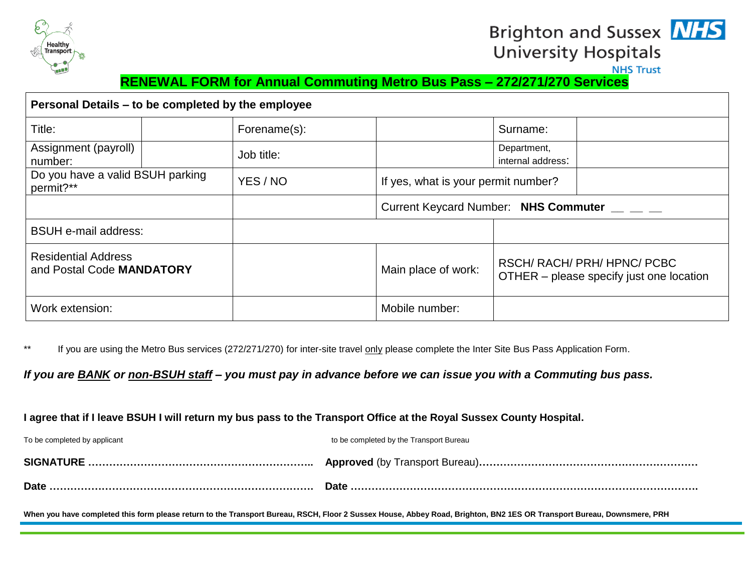Brighton and Sussex University Hospitals NHS Trust

# RENEWAL FORM for Annual Commuting Metro Bus Pass – 272/271/270 Services

| **Personal Details – to be completed by the employee** | | | | | |
|---|---|---|---|---|---|
| Title: | | Forename(s): | | Surname: | |
| Assignment (payroll) number: | | Job title: | | Department, internal address: | |
| Do you have a valid BSUH parking permit?** | | YES / NO | If yes, what is your permit number? | | |
| | | | Current Keycard Number: **NHS Commuter** __ __ __ | | |
| BSUH e-mail address: | | | | | |
| Residential Address and Postal Code **MANDATORY** | | | Main place of work: | RSCH/ RACH/ PRH/ HPNC/ PCBC OTHER – please specify just one location | |
| Work extension: | | | Mobile number: | | |

** If you are using the Metro Bus services (272/271/270) for inter-site travel only please complete the Inter Site Bus Pass Application Form.

***If you are BANK or non-BSUH staff – you must pay in advance before we can issue you with a Commuting bus pass.***

**I agree that if I leave BSUH I will return my bus pass to the Transport Office at the Royal Sussex County Hospital.**

To be completed by applicant

**SIGNATURE** ………………………………………………………..

**Date** ………………………………………………………………….

to be completed by the Transport Bureau

**Approved** (by Transport Bureau)………………………………………………………

**Date** ………………………………………………………………………………….

**When you have completed this form please return to the Transport Bureau, RSCH, Floor 2 Sussex House, Abbey Road, Brighton, BN2 1ES OR Transport Bureau, Downsmere, PRH**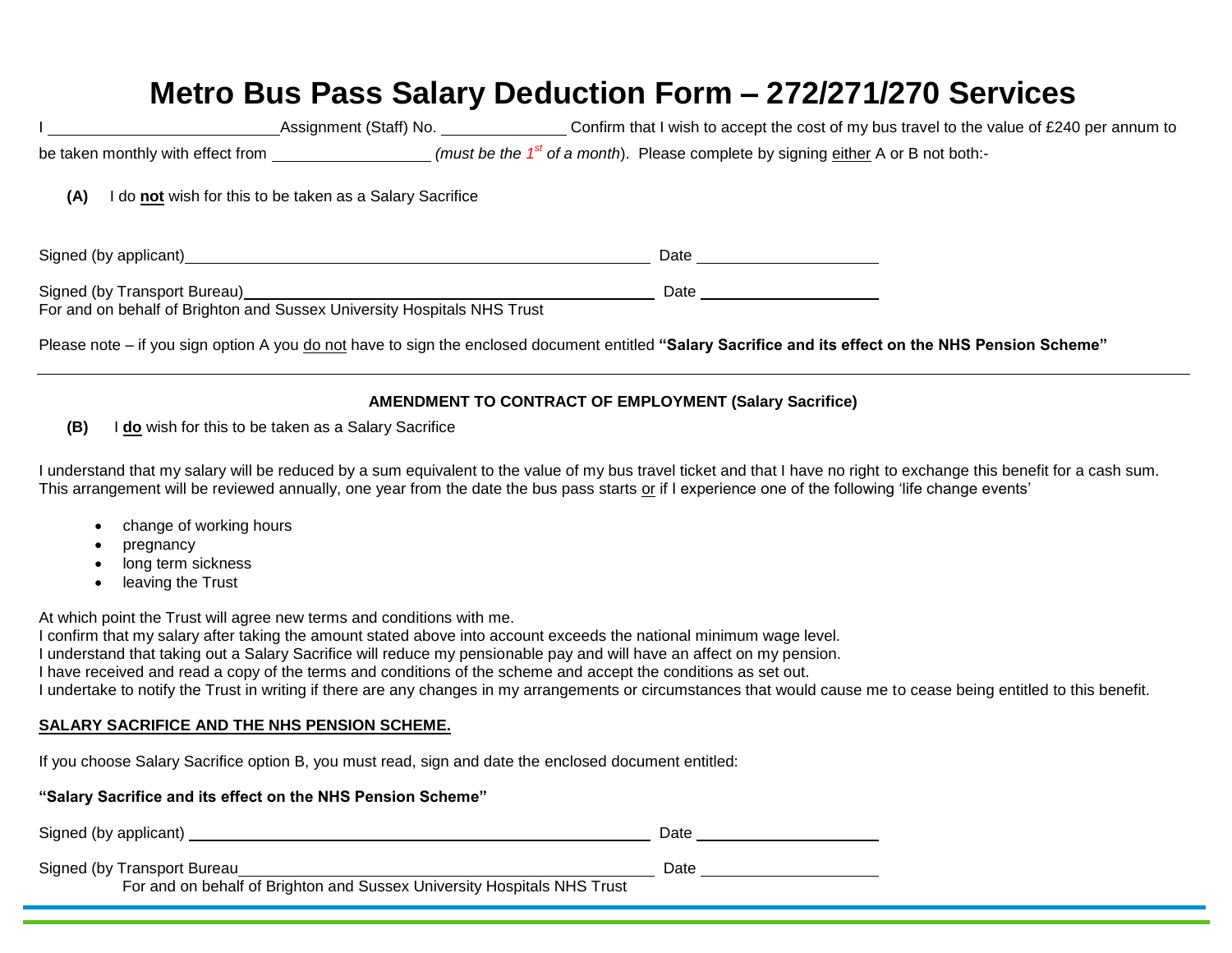# Metro Bus Pass Salary Deduction Form – 272/271/270 Services

I ______________________ Assignment (Staff) No. ____________ Confirm that I wish to accept the cost of my bus travel to the value of £240 per annum to be taken monthly with effect from ________________ *(must be the 1st of a month)*. Please complete by signing either A or B not both:-

**(A)** I do **not** wish for this to be taken as a Salary Sacrifice

Signed (by applicant) ______________________________________ Date ________________

Signed (by Transport Bureau) ______________________________________ Date ________________
For and on behalf of Brighton and Sussex University Hospitals NHS Trust

Please note – if you sign option A you do not have to sign the enclosed document entitled **"Salary Sacrifice and its effect on the NHS Pension Scheme"**

---

**AMENDMENT TO CONTRACT OF EMPLOYMENT (Salary Sacrifice)**

**(B)** I **do** wish for this to be taken as a Salary Sacrifice

I understand that my salary will be reduced by a sum equivalent to the value of my bus travel ticket and that I have no right to exchange this benefit for a cash sum. This arrangement will be reviewed annually, one year from the date the bus pass starts or if I experience one of the following 'life change events'

- change of working hours
- pregnancy
- long term sickness
- leaving the Trust

At which point the Trust will agree new terms and conditions with me.
I confirm that my salary after taking the amount stated above into account exceeds the national minimum wage level.
I understand that taking out a Salary Sacrifice will reduce my pensionable pay and will have an affect on my pension.
I have received and read a copy of the terms and conditions of the scheme and accept the conditions as set out.
I undertake to notify the Trust in writing if there are any changes in my arrangements or circumstances that would cause me to cease being entitled to this benefit.

**SALARY SACRIFICE AND THE NHS PENSION SCHEME.**

If you choose Salary Sacrifice option B, you must read, sign and date the enclosed document entitled:

**"Salary Sacrifice and its effect on the NHS Pension Scheme"**

Signed (by applicant) ______________________________________ Date ________________

Signed (by Transport Bureau ______________________________________ Date ________________
For and on behalf of Brighton and Sussex University Hospitals NHS Trust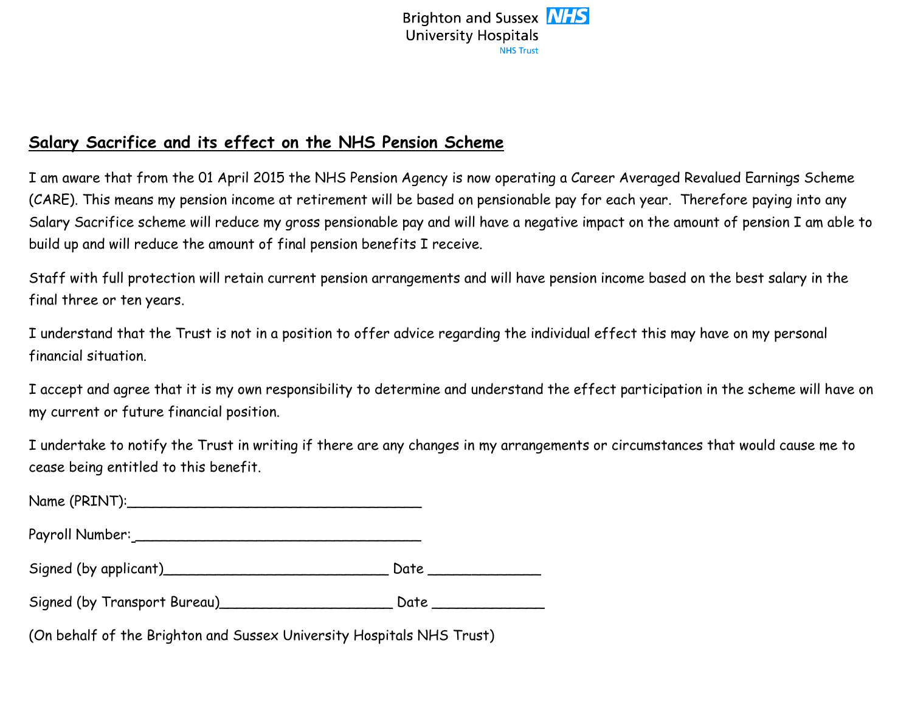Brighton and Sussex University Hospitals NHS Trust

## Salary Sacrifice and its effect on the NHS Pension Scheme

I am aware that from the 01 April 2015 the NHS Pension Agency is now operating a Career Averaged Revalued Earnings Scheme (CARE). This means my pension income at retirement will be based on pensionable pay for each year. Therefore paying into any Salary Sacrifice scheme will reduce my gross pensionable pay and will have a negative impact on the amount of pension I am able to build up and will reduce the amount of final pension benefits I receive.

Staff with full protection will retain current pension arrangements and will have pension income based on the best salary in the final three or ten years.

I understand that the Trust is not in a position to offer advice regarding the individual effect this may have on my personal financial situation.

I accept and agree that it is my own responsibility to determine and understand the effect participation in the scheme will have on my current or future financial position.

I undertake to notify the Trust in writing if there are any changes in my arrangements or circumstances that would cause me to cease being entitled to this benefit.

Name (PRINT):___________________________________

Payroll Number:__________________________________

Signed (by applicant)___________________________ Date _____________

Signed (by Transport Bureau)_____________________ Date _____________

(On behalf of the Brighton and Sussex University Hospitals NHS Trust)